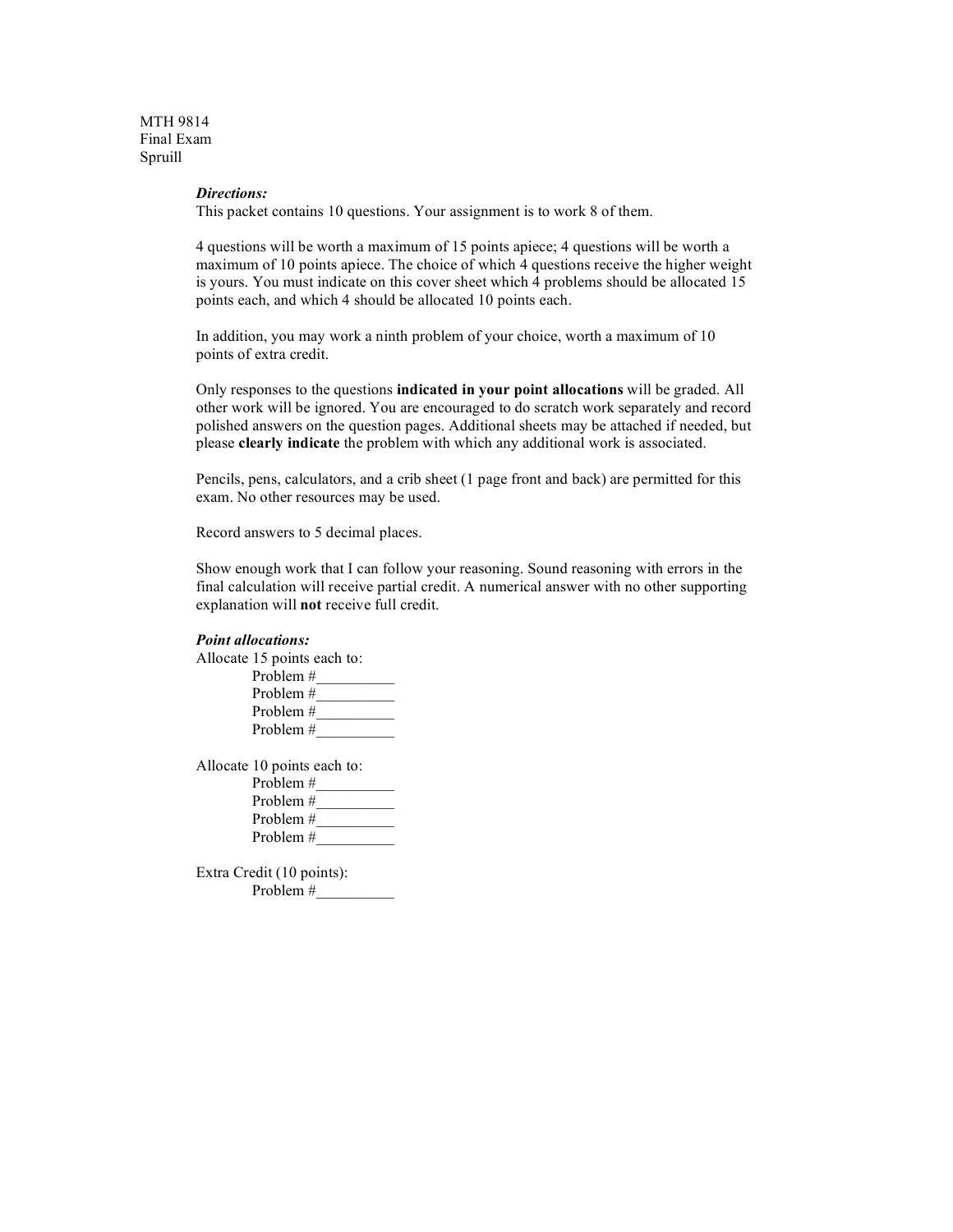MTH 9814
Final Exam
Spruill

***Directions:***

This packet contains 10 questions. Your assignment is to work 8 of them.

4 questions will be worth a maximum of 15 points apiece; 4 questions will be worth a maximum of 10 points apiece. The choice of which 4 questions receive the higher weight is yours. You must indicate on this cover sheet which 4 problems should be allocated 15 points each, and which 4 should be allocated 10 points each.

In addition, you may work a ninth problem of your choice, worth a maximum of 10 points of extra credit.

Only responses to the questions **indicated in your point allocations** will be graded. All other work will be ignored. You are encouraged to do scratch work separately and record polished answers on the question pages. Additional sheets may be attached if needed, but please **clearly indicate** the problem with which any additional work is associated.

Pencils, pens, calculators, and a crib sheet (1 page front and back) are permitted for this exam. No other resources may be used.

Record answers to 5 decimal places.

Show enough work that I can follow your reasoning. Sound reasoning with errors in the final calculation will receive partial credit. A numerical answer with no other supporting explanation will **not** receive full credit.

***Point allocations:***

Allocate 15 points each to:

Problem #__________
Problem #__________
Problem #__________
Problem #__________

Allocate 10 points each to:

Problem #__________
Problem #__________
Problem #__________
Problem #__________

Extra Credit (10 points):

Problem #__________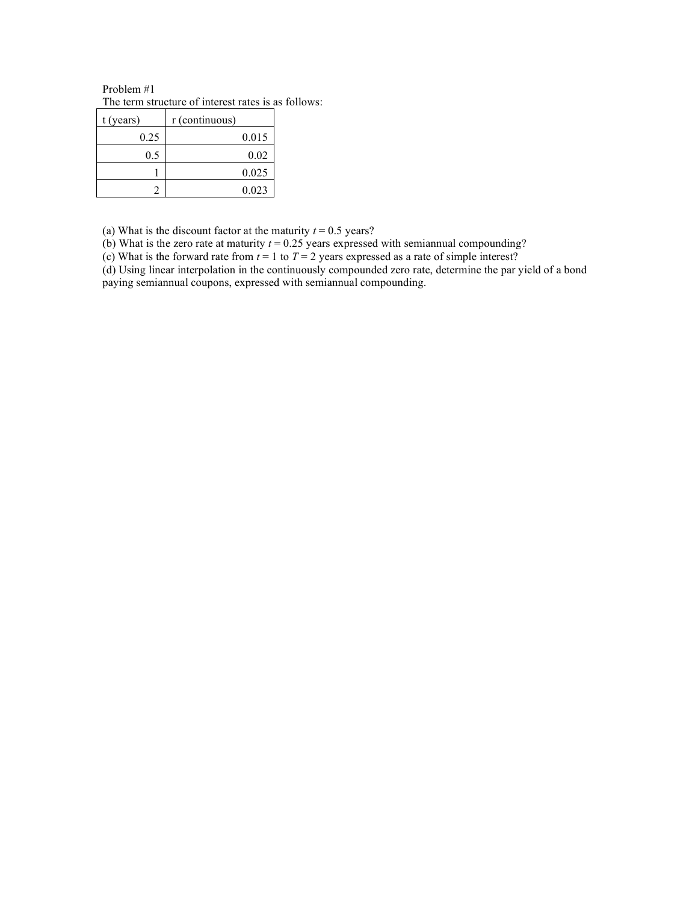Problem #1

The term structure of interest rates is as follows:

| t (years) | r (continuous) |
|---|---|
| 0.25 | 0.015 |
| 0.5 | 0.02 |
| 1 | 0.025 |
| 2 | 0.023 |

(a) What is the discount factor at the maturity $t = 0.5$ years?

(b) What is the zero rate at maturity $t = 0.25$ years expressed with semiannual compounding?

(c) What is the forward rate from $t = 1$ to $T = 2$ years expressed as a rate of simple interest?

(d) Using linear interpolation in the continuously compounded zero rate, determine the par yield of a bond paying semiannual coupons, expressed with semiannual compounding.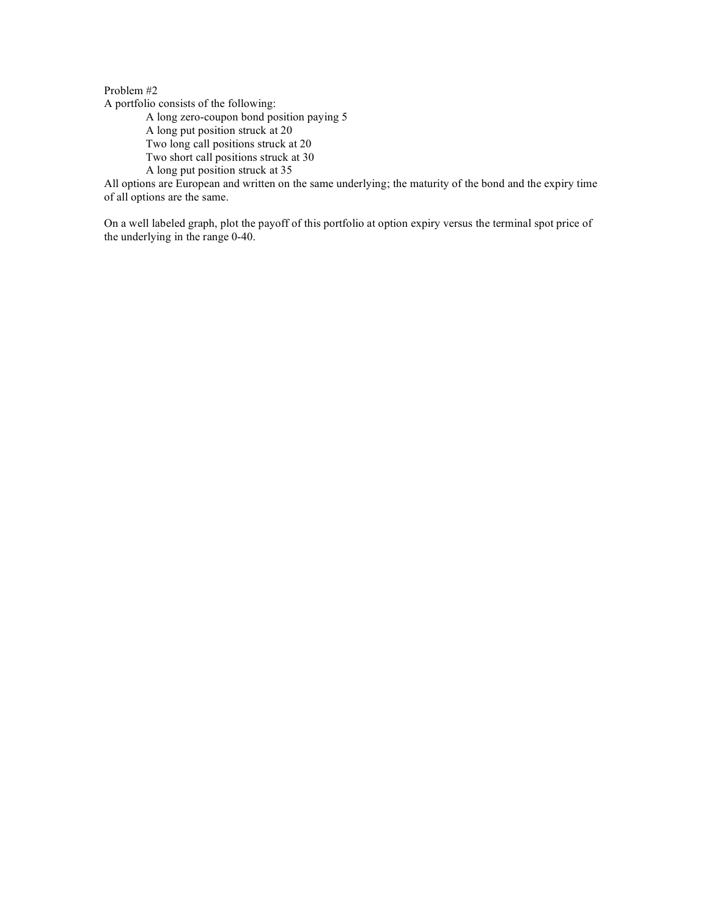Problem #2

A portfolio consists of the following:

- A long zero-coupon bond position paying 5
- A long put position struck at 20
- Two long call positions struck at 20
- Two short call positions struck at 30
- A long put position struck at 35

All options are European and written on the same underlying; the maturity of the bond and the expiry time of all options are the same.

On a well labeled graph, plot the payoff of this portfolio at option expiry versus the terminal spot price of the underlying in the range 0-40.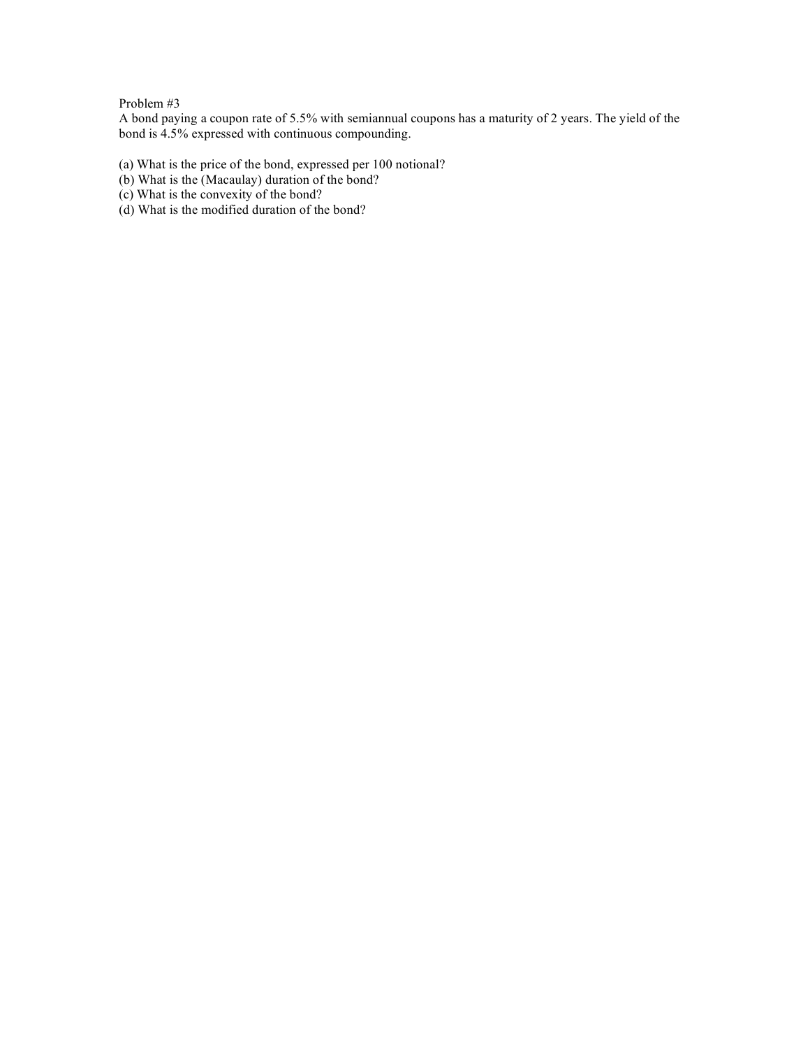Problem #3

A bond paying a coupon rate of 5.5% with semiannual coupons has a maturity of 2 years. The yield of the bond is 4.5% expressed with continuous compounding.

(a) What is the price of the bond, expressed per 100 notional?
(b) What is the (Macaulay) duration of the bond?
(c) What is the convexity of the bond?
(d) What is the modified duration of the bond?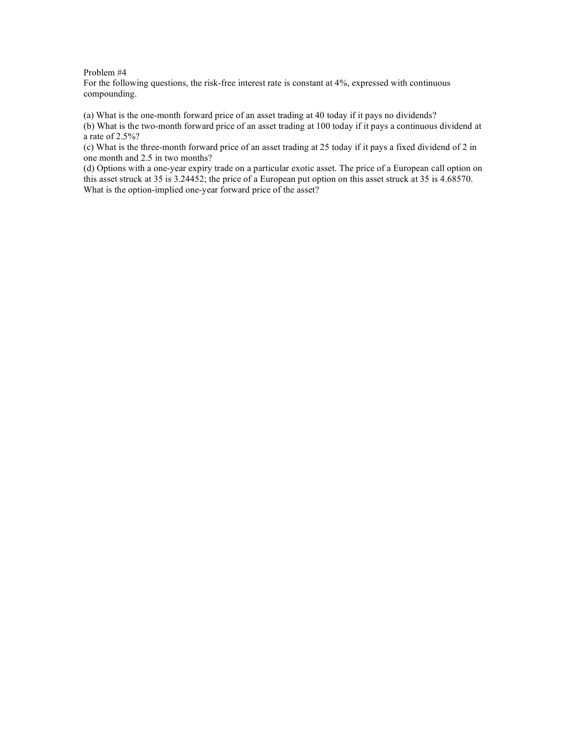Problem #4

For the following questions, the risk-free interest rate is constant at 4%, expressed with continuous compounding.

(a) What is the one-month forward price of an asset trading at 40 today if it pays no dividends?
(b) What is the two-month forward price of an asset trading at 100 today if it pays a continuous dividend at a rate of 2.5%?
(c) What is the three-month forward price of an asset trading at 25 today if it pays a fixed dividend of 2 in one month and 2.5 in two months?
(d) Options with a one-year expiry trade on a particular exotic asset. The price of a European call option on this asset struck at 35 is 3.24452; the price of a European put option on this asset struck at 35 is 4.68570. What is the option-implied one-year forward price of the asset?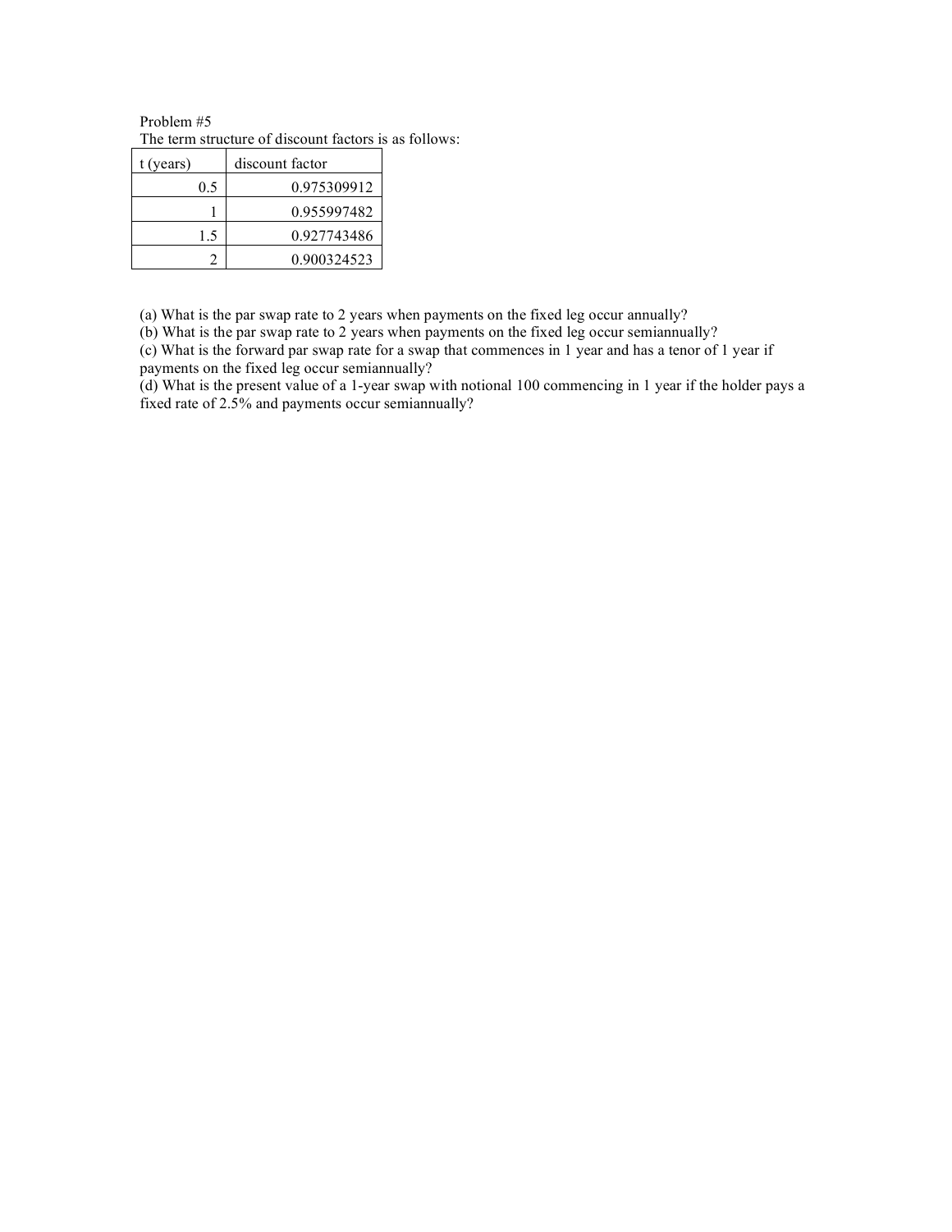Problem #5

The term structure of discount factors is as follows:

| t (years) | discount factor |
| --- | --- |
| 0.5 | 0.975309912 |
| 1 | 0.955997482 |
| 1.5 | 0.927743486 |
| 2 | 0.900324523 |

(a) What is the par swap rate to 2 years when payments on the fixed leg occur annually?
(b) What is the par swap rate to 2 years when payments on the fixed leg occur semiannually?
(c) What is the forward par swap rate for a swap that commences in 1 year and has a tenor of 1 year if payments on the fixed leg occur semiannually?
(d) What is the present value of a 1-year swap with notional 100 commencing in 1 year if the holder pays a fixed rate of 2.5% and payments occur semiannually?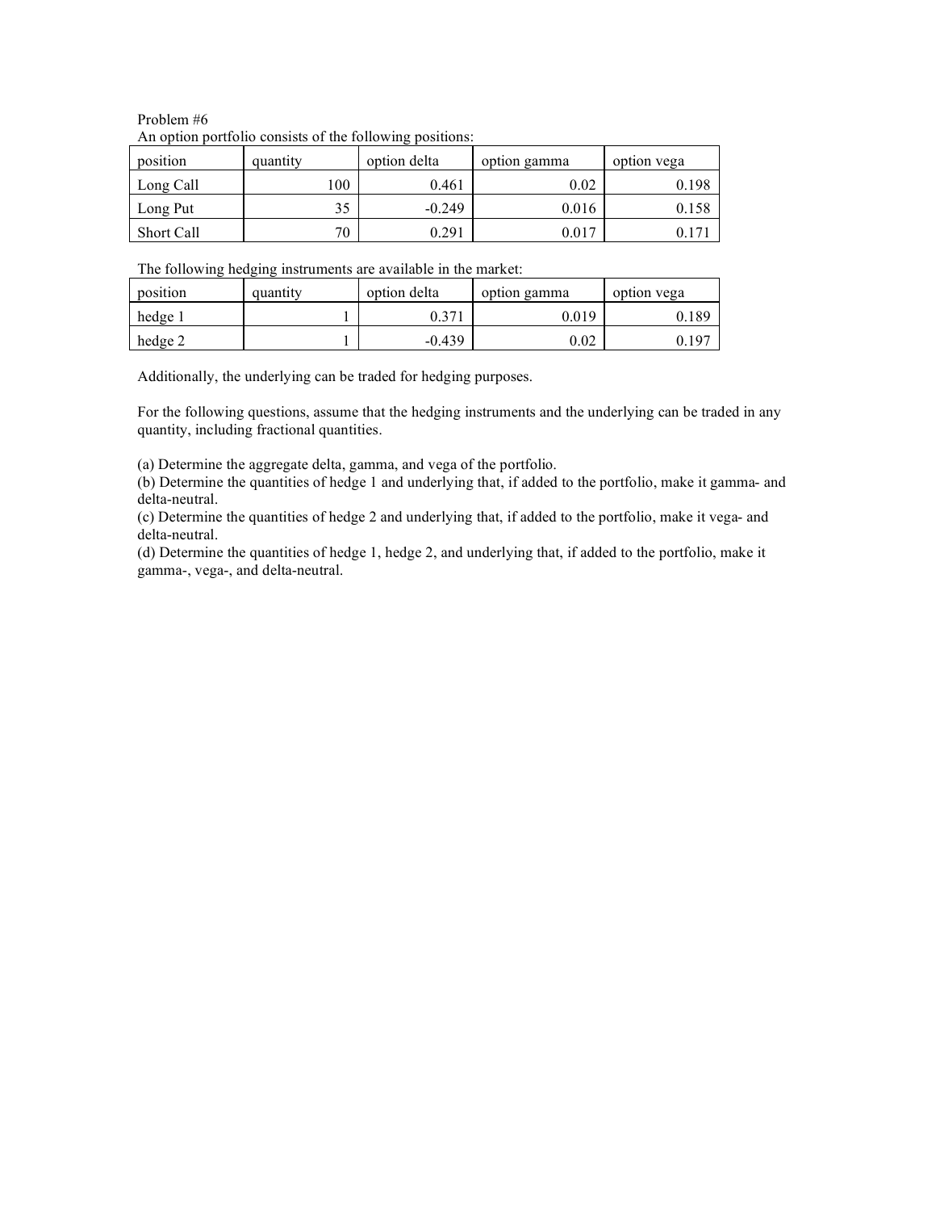Problem #6

An option portfolio consists of the following positions:

| position | quantity | option delta | option gamma | option vega |
|---|---|---|---|---|
| Long Call | 100 | 0.461 | 0.02 | 0.198 |
| Long Put | 35 | -0.249 | 0.016 | 0.158 |
| Short Call | 70 | 0.291 | 0.017 | 0.171 |

The following hedging instruments are available in the market:

| position | quantity | option delta | option gamma | option vega |
|---|---|---|---|---|
| hedge 1 | 1 | 0.371 | 0.019 | 0.189 |
| hedge 2 | 1 | -0.439 | 0.02 | 0.197 |

Additionally, the underlying can be traded for hedging purposes.

For the following questions, assume that the hedging instruments and the underlying can be traded in any quantity, including fractional quantities.

(a) Determine the aggregate delta, gamma, and vega of the portfolio.

(b) Determine the quantities of hedge 1 and underlying that, if added to the portfolio, make it gamma- and delta-neutral.

(c) Determine the quantities of hedge 2 and underlying that, if added to the portfolio, make it vega- and delta-neutral.

(d) Determine the quantities of hedge 1, hedge 2, and underlying that, if added to the portfolio, make it gamma-, vega-, and delta-neutral.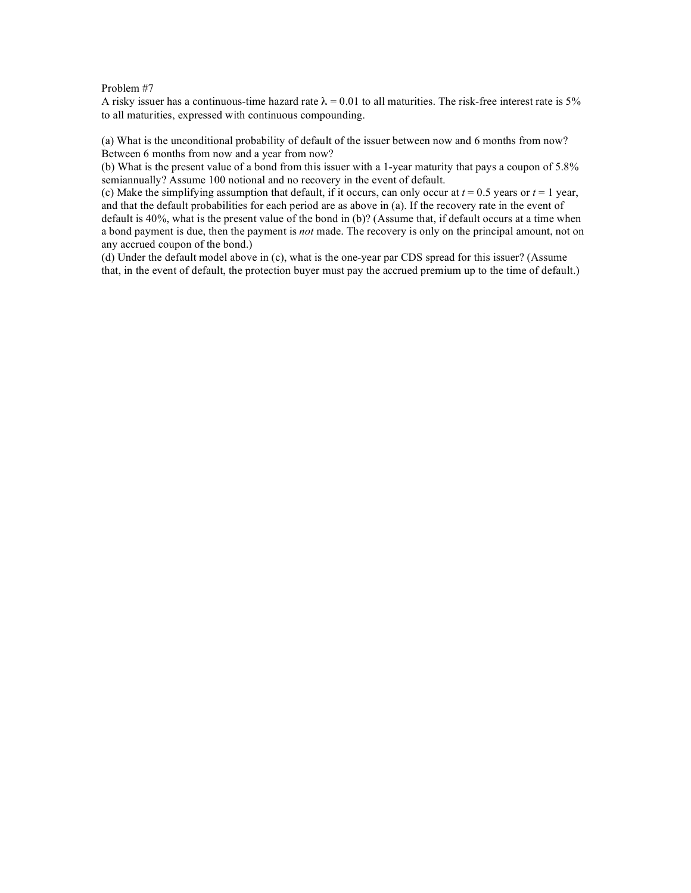Problem #7

A risky issuer has a continuous-time hazard rate $\lambda = 0.01$ to all maturities. The risk-free interest rate is 5% to all maturities, expressed with continuous compounding.

(a) What is the unconditional probability of default of the issuer between now and 6 months from now? Between 6 months from now and a year from now?

(b) What is the present value of a bond from this issuer with a 1-year maturity that pays a coupon of 5.8% semiannually? Assume 100 notional and no recovery in the event of default.

(c) Make the simplifying assumption that default, if it occurs, can only occur at $t = 0.5$ years or $t = 1$ year, and that the default probabilities for each period are as above in (a). If the recovery rate in the event of default is 40%, what is the present value of the bond in (b)? (Assume that, if default occurs at a time when a bond payment is due, then the payment is *not* made. The recovery is only on the principal amount, not on any accrued coupon of the bond.)

(d) Under the default model above in (c), what is the one-year par CDS spread for this issuer? (Assume that, in the event of default, the protection buyer must pay the accrued premium up to the time of default.)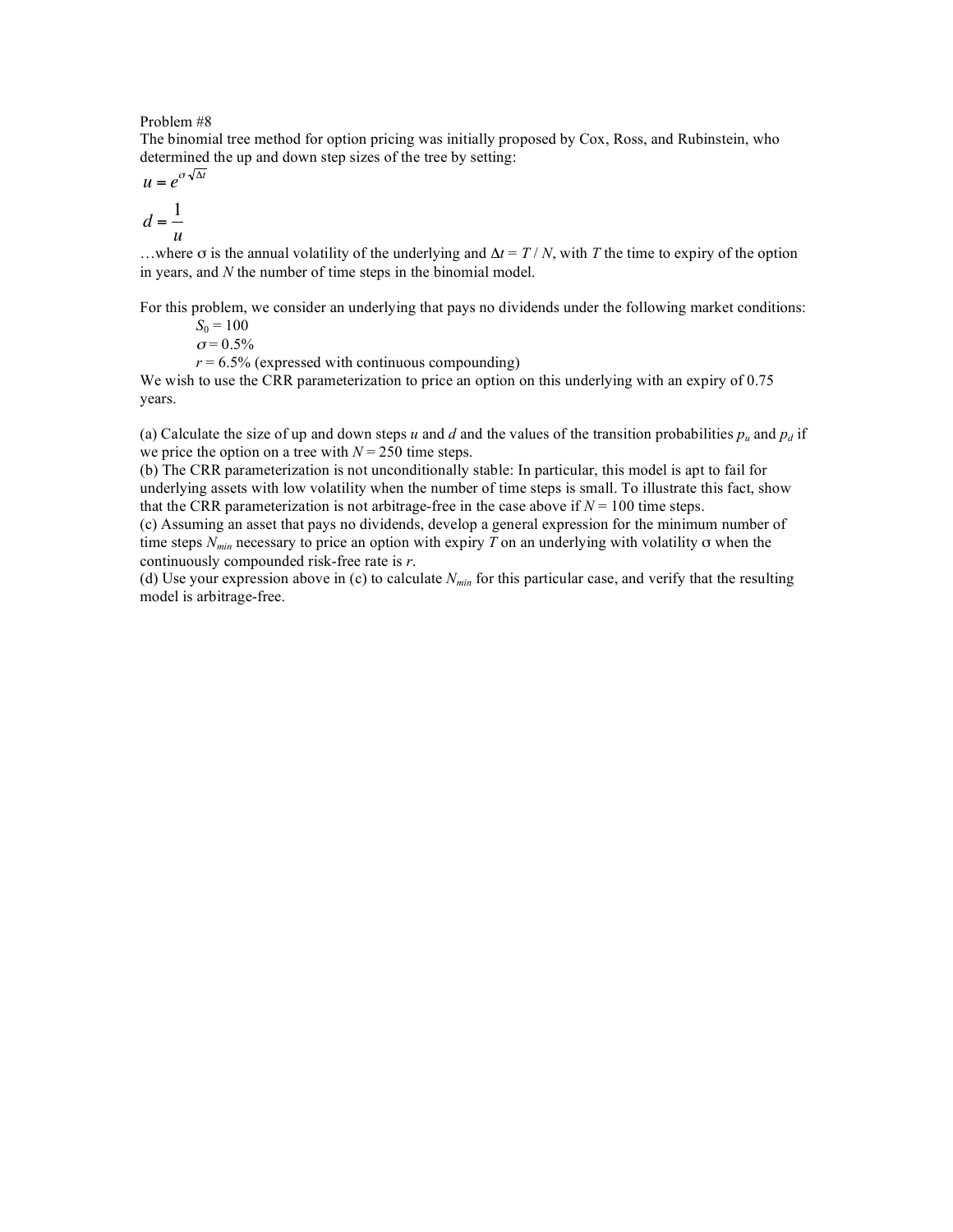Problem #8

The binomial tree method for option pricing was initially proposed by Cox, Ross, and Rubinstein, who determined the up and down step sizes of the tree by setting:

$$u = e^{\sigma\sqrt{\Delta t}}$$

$$d = \frac{1}{u}$$

…where $\sigma$ is the annual volatility of the underlying and $\Delta t = T / N$, with $T$ the time to expiry of the option in years, and $N$ the number of time steps in the binomial model.

For this problem, we consider an underlying that pays no dividends under the following market conditions:

$S_0 = 100$
$\sigma = 0.5\%$
$r = 6.5\%$ (expressed with continuous compounding)

We wish to use the CRR parameterization to price an option on this underlying with an expiry of 0.75 years.

(a) Calculate the size of up and down steps $u$ and $d$ and the values of the transition probabilities $p_u$ and $p_d$ if we price the option on a tree with $N = 250$ time steps.

(b) The CRR parameterization is not unconditionally stable: In particular, this model is apt to fail for underlying assets with low volatility when the number of time steps is small. To illustrate this fact, show that the CRR parameterization is not arbitrage-free in the case above if $N = 100$ time steps.

(c) Assuming an asset that pays no dividends, develop a general expression for the minimum number of time steps $N_{min}$ necessary to price an option with expiry $T$ on an underlying with volatility $\sigma$ when the continuously compounded risk-free rate is $r$.

(d) Use your expression above in (c) to calculate $N_{min}$ for this particular case, and verify that the resulting model is arbitrage-free.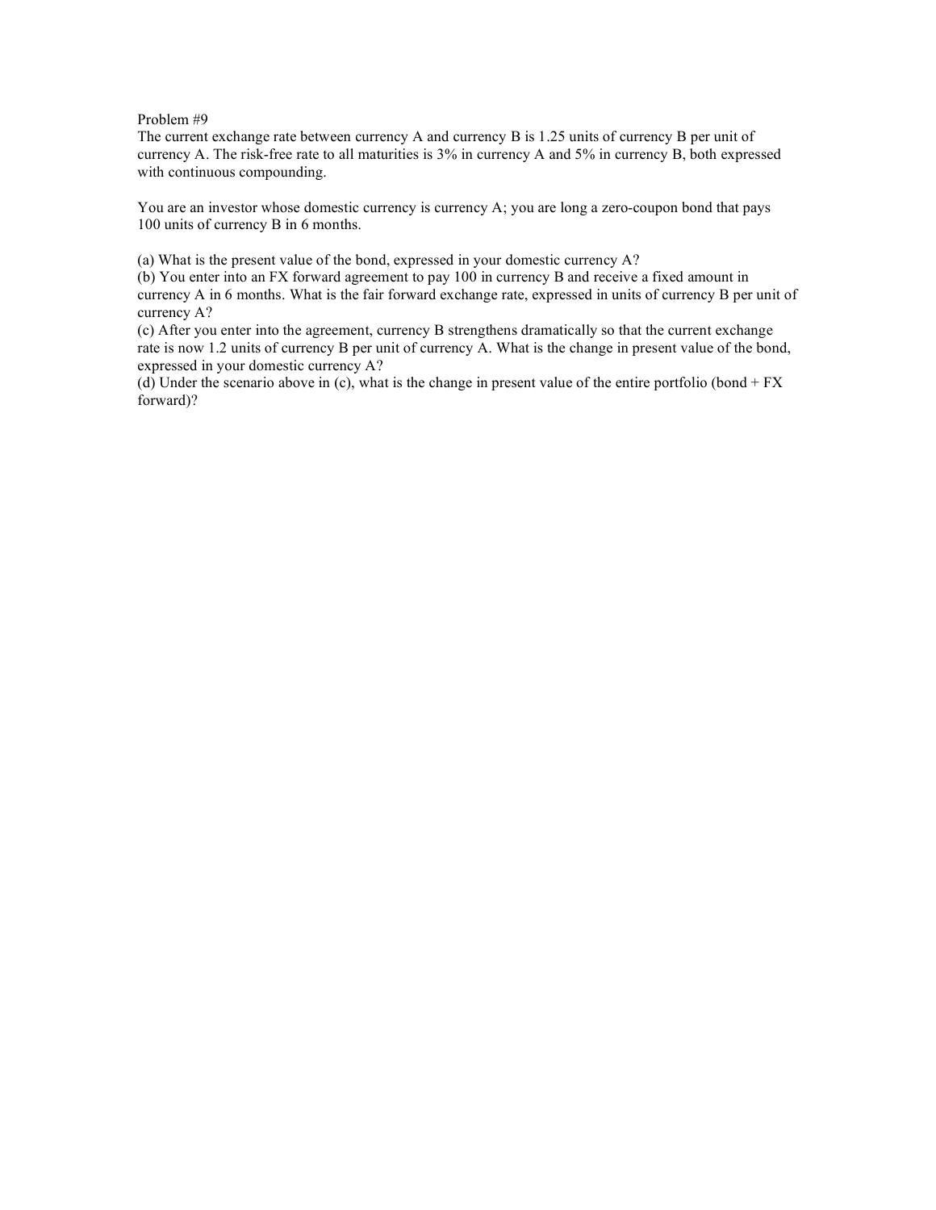Problem #9

The current exchange rate between currency A and currency B is 1.25 units of currency B per unit of currency A. The risk-free rate to all maturities is 3% in currency A and 5% in currency B, both expressed with continuous compounding.

You are an investor whose domestic currency is currency A; you are long a zero-coupon bond that pays 100 units of currency B in 6 months.

(a) What is the present value of the bond, expressed in your domestic currency A?

(b) You enter into an FX forward agreement to pay 100 in currency B and receive a fixed amount in currency A in 6 months. What is the fair forward exchange rate, expressed in units of currency B per unit of currency A?

(c) After you enter into the agreement, currency B strengthens dramatically so that the current exchange rate is now 1.2 units of currency B per unit of currency A. What is the change in present value of the bond, expressed in your domestic currency A?

(d) Under the scenario above in (c), what is the change in present value of the entire portfolio (bond + FX forward)?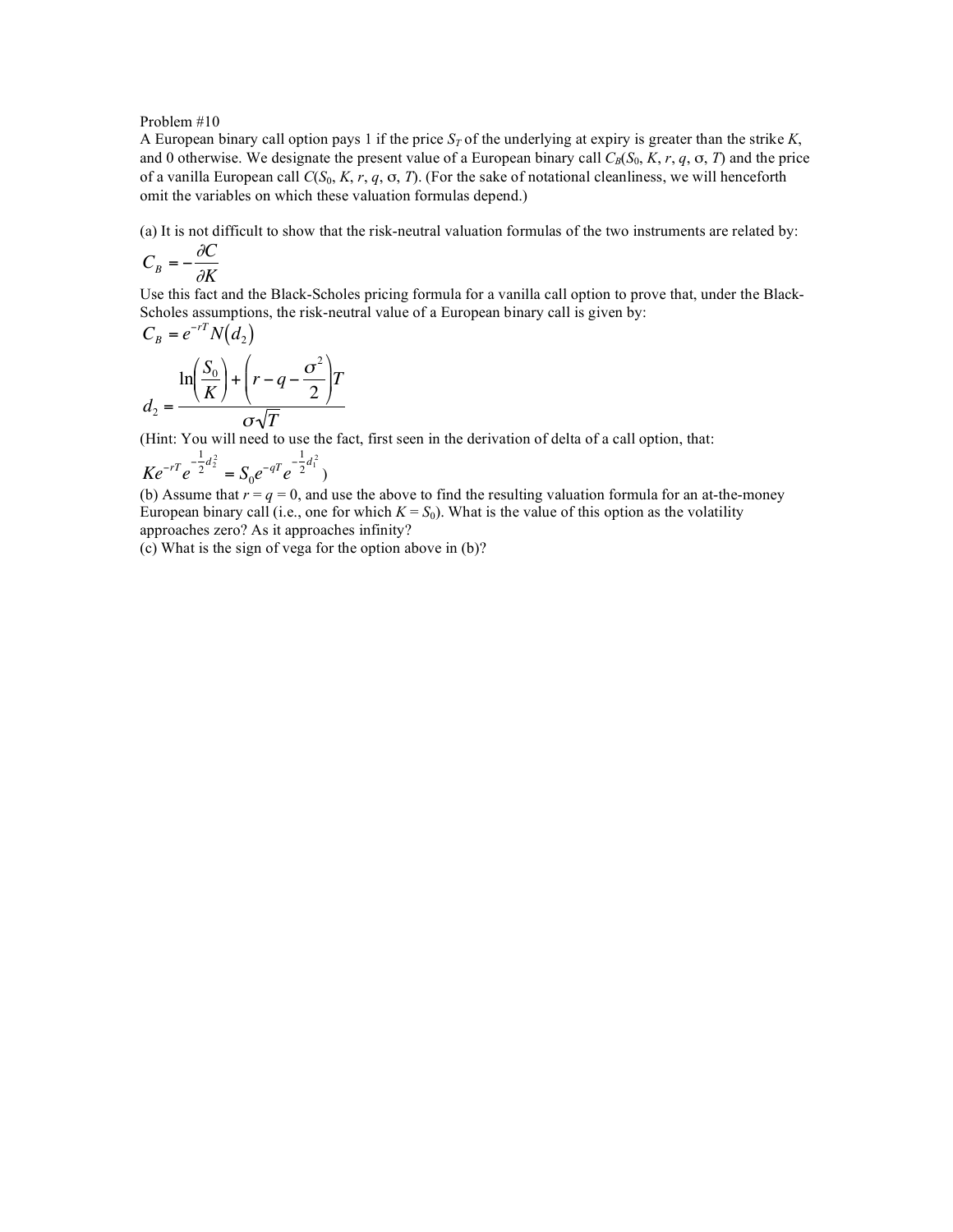Problem #10

A European binary call option pays 1 if the price $S_T$ of the underlying at expiry is greater than the strike $K$, and 0 otherwise. We designate the present value of a European binary call $C_B(S_0, K, r, q, \sigma, T)$ and the price of a vanilla European call $C(S_0, K, r, q, \sigma, T)$. (For the sake of notational cleanliness, we will henceforth omit the variables on which these valuation formulas depend.)

(a) It is not difficult to show that the risk-neutral valuation formulas of the two instruments are related by:

$$C_B = -\frac{\partial C}{\partial K}$$

Use this fact and the Black-Scholes pricing formula for a vanilla call option to prove that, under the Black-Scholes assumptions, the risk-neutral value of a European binary call is given by:

$$C_B = e^{-rT} N(d_2)$$

$$d_2 = \frac{\ln\left(\frac{S_0}{K}\right) + \left(r - q - \frac{\sigma^2}{2}\right)T}{\sigma\sqrt{T}}$$

(Hint: You will need to use the fact, first seen in the derivation of delta of a call option, that:

$$Ke^{-rT}e^{-\frac{1}{2}d_2^2} = S_0 e^{-qT} e^{-\frac{1}{2}d_1^2}\text{)}$$

(b) Assume that $r = q = 0$, and use the above to find the resulting valuation formula for an at-the-money European binary call (i.e., one for which $K = S_0$). What is the value of this option as the volatility approaches zero? As it approaches infinity?

(c) What is the sign of vega for the option above in (b)?